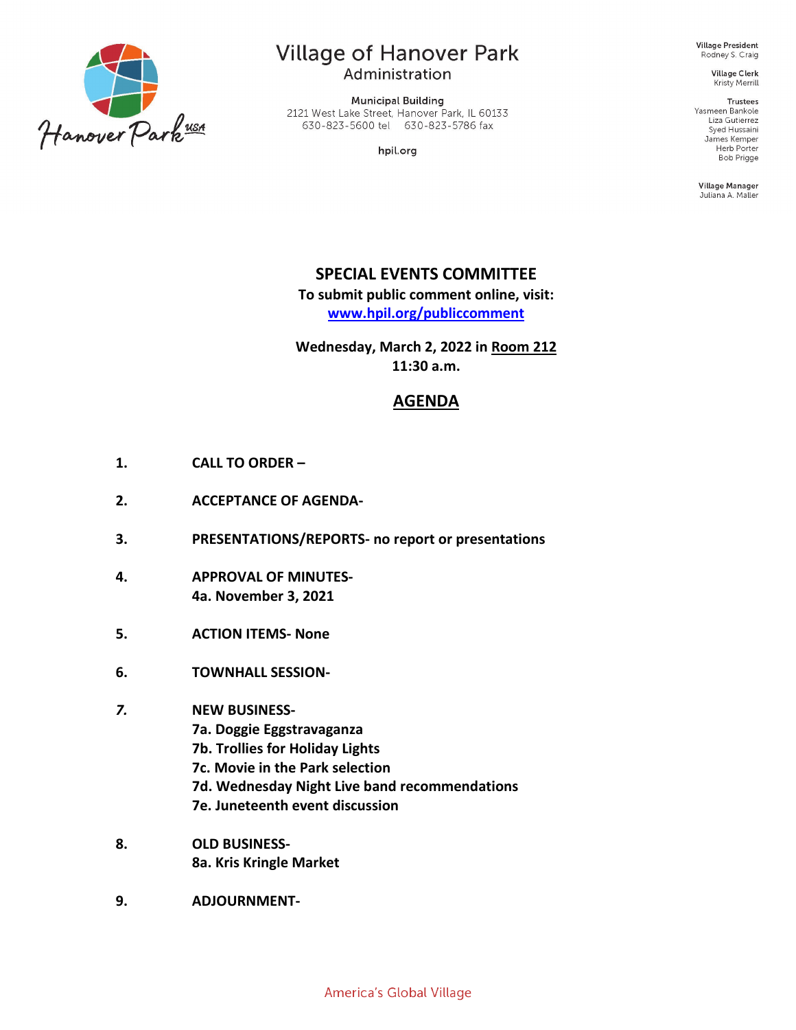# Village of Hanover Park
## Administration

Municipal Building
2121 West Lake Street, Hanover Park, IL 60133
630-823-5600 tel 630-823-5786 fax

hpil.org

**Village President**
Rodney S. Craig

**Village Clerk**
Kristy Merrill

**Trustees**
Yasmeen Bankole
Liza Gutierrez
Syed Hussaini
James Kemper
Herb Porter
Bob Prigge

**Village Manager**
Juliana A. Maller

**SPECIAL EVENTS COMMITTEE**

**To submit public comment online, visit:**
**www.hpil.org/publiccomment**

**Wednesday, March 2, 2022 in Room 212**
**11:30 a.m.**

## AGENDA

1. **CALL TO ORDER –**

2. **ACCEPTANCE OF AGENDA-**

3. **PRESENTATIONS/REPORTS- no report or presentations**

4. **APPROVAL OF MINUTES-**
   **4a. November 3, 2021**

5. **ACTION ITEMS- None**

6. **TOWNHALL SESSION-**

7. **NEW BUSINESS-**
   **7a. Doggie Eggstravaganza**
   **7b. Trollies for Holiday Lights**
   **7c. Movie in the Park selection**
   **7d. Wednesday Night Live band recommendations**
   **7e. Juneteenth event discussion**

8. **OLD BUSINESS-**
   **8a. Kris Kringle Market**

9. **ADJOURNMENT-**

America's Global Village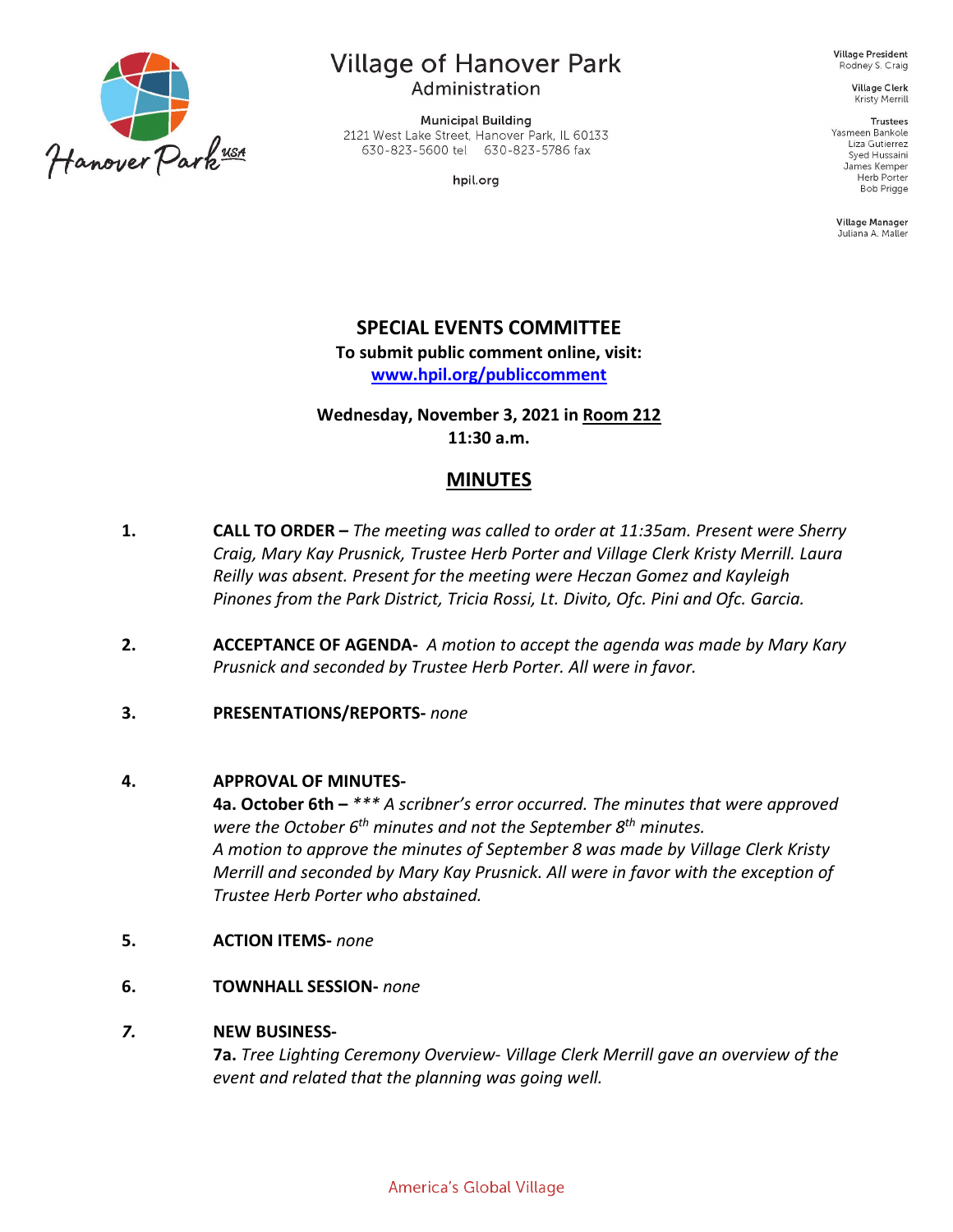Village of Hanover Park
Administration

Municipal Building
2121 West Lake Street, Hanover Park, IL 60133
630-823-5600 tel 630-823-5786 fax

hpil.org

Village President
Rodney S. Craig

Village Clerk
Kristy Merrill

Trustees
Yasmeen Bankole
Liza Gutierrez
Syed Hussaini
James Kemper
Herb Porter
Bob Prigge

Village Manager
Juliana A. Maller

# SPECIAL EVENTS COMMITTEE

**To submit public comment online, visit:**
**www.hpil.org/publiccomment**

**Wednesday, November 3, 2021 in Room 212**
**11:30 a.m.**

## MINUTES

1. **CALL TO ORDER –** *The meeting was called to order at 11:35am. Present were Sherry Craig, Mary Kay Prusnick, Trustee Herb Porter and Village Clerk Kristy Merrill. Laura Reilly was absent. Present for the meeting were Heczan Gomez and Kayleigh Pinones from the Park District, Tricia Rossi, Lt. Divito, Ofc. Pini and Ofc. Garcia.*

2. **ACCEPTANCE OF AGENDA-** *A motion to accept the agenda was made by Mary Kary Prusnick and seconded by Trustee Herb Porter. All were in favor.*

3. **PRESENTATIONS/REPORTS-** *none*

4. **APPROVAL OF MINUTES-**
   **4a. October 6th –** *\*\*\* A scribner's error occurred. The minutes that were approved were the October 6th minutes and not the September 8th minutes.*
   *A motion to approve the minutes of September 8 was made by Village Clerk Kristy Merrill and seconded by Mary Kay Prusnick. All were in favor with the exception of Trustee Herb Porter who abstained.*

5. **ACTION ITEMS-** *none*

6. **TOWNHALL SESSION-** *none*

7. **NEW BUSINESS-**
   **7a.** *Tree Lighting Ceremony Overview- Village Clerk Merrill gave an overview of the event and related that the planning was going well.*

America's Global Village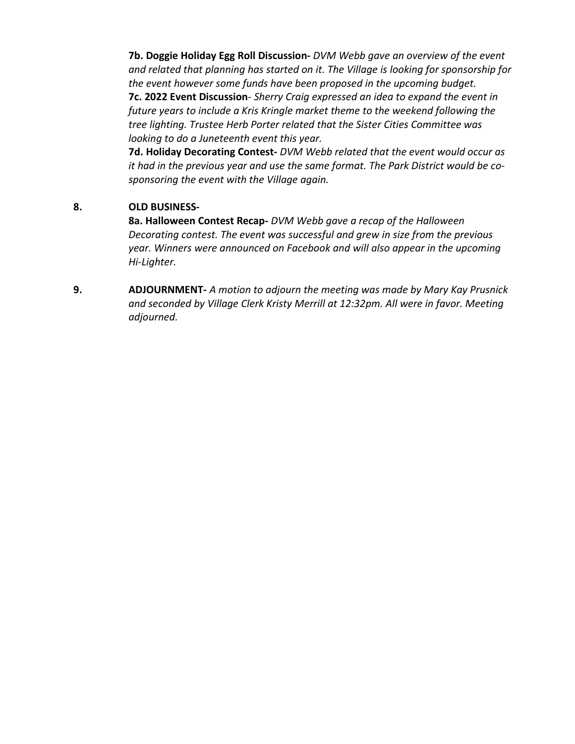**7b. Doggie Holiday Egg Roll Discussion-** *DVM Webb gave an overview of the event and related that planning has started on it. The Village is looking for sponsorship for the event however some funds have been proposed in the upcoming budget.*

**7c. 2022 Event Discussion**- *Sherry Craig expressed an idea to expand the event in future years to include a Kris Kringle market theme to the weekend following the tree lighting. Trustee Herb Porter related that the Sister Cities Committee was looking to do a Juneteenth event this year.*

**7d. Holiday Decorating Contest-** *DVM Webb related that the event would occur as it had in the previous year and use the same format. The Park District would be co-sponsoring the event with the Village again.*

**8. OLD BUSINESS-**

**8a. Halloween Contest Recap-** *DVM Webb gave a recap of the Halloween Decorating contest. The event was successful and grew in size from the previous year. Winners were announced on Facebook and will also appear in the upcoming Hi-Lighter.*

**9. ADJOURNMENT-** *A motion to adjourn the meeting was made by Mary Kay Prusnick and seconded by Village Clerk Kristy Merrill at 12:32pm. All were in favor. Meeting adjourned.*